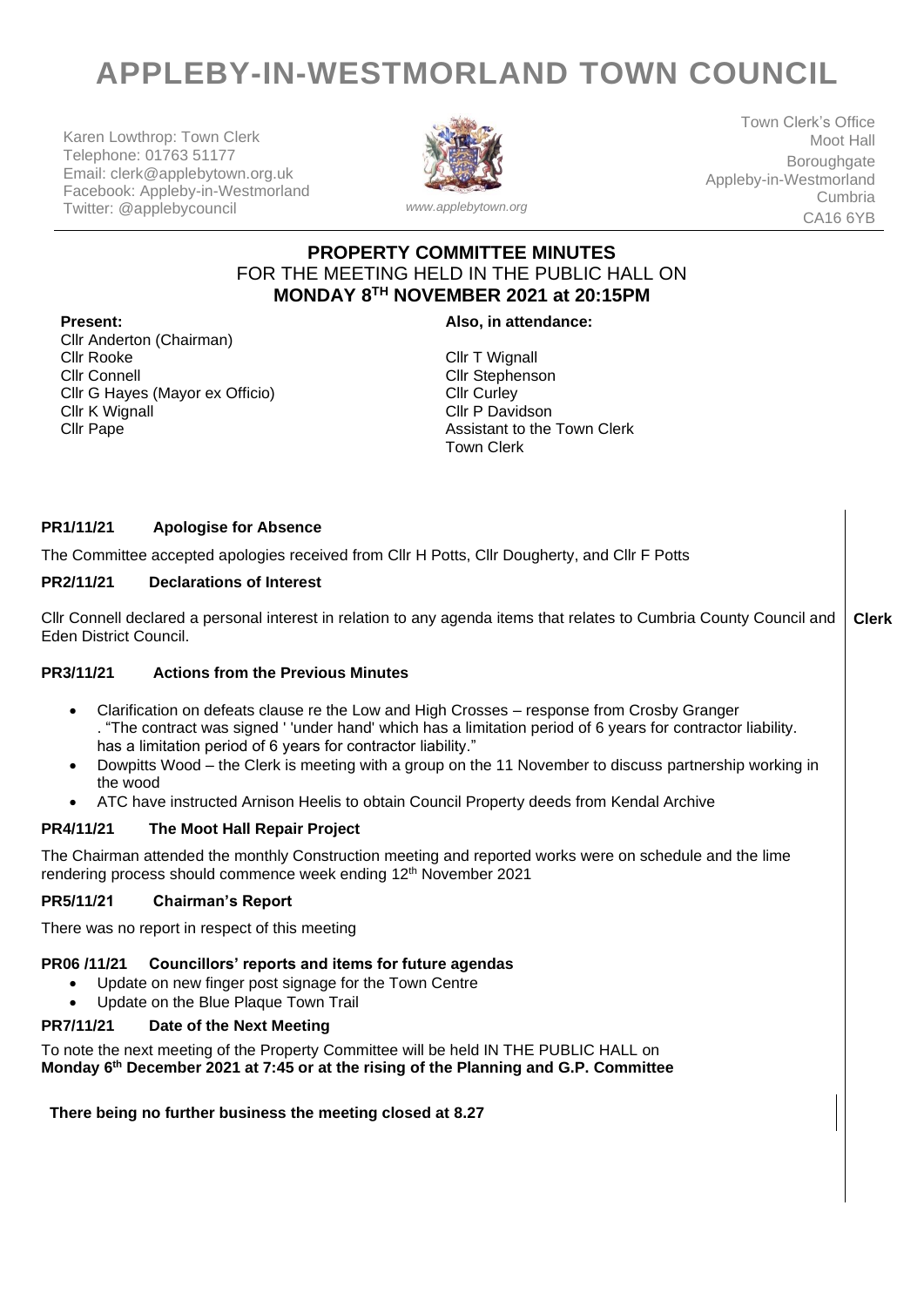# APPLEBY-IN-WESTMORLAND TOWN COUNCIL

Karen Lowthrop: Town Clerk
Telephone: 01763 51177
Email: clerk@applebytown.org.uk
Facebook: Appleby-in-Westmorland
Twitter: @applebycouncil

*www.applebytown.org*

Town Clerk's Office
Moot Hall
Boroughgate
Appleby-in-Westmorland
Cumbria
CA16 6YB

## PROPERTY COMMITTEE MINUTES
FOR THE MEETING HELD IN THE PUBLIC HALL ON
**MONDAY 8TH NOVEMBER 2021 at 20:15PM**

**Present:**
Cllr Anderton (Chairman)
Cllr Rooke
Cllr Connell
Cllr G Hayes (Mayor ex Officio)
Cllr K Wignall
Cllr Pape

**Also, in attendance:**
Cllr T Wignall
Cllr Stephenson
Cllr Curley
Cllr P Davidson
Assistant to the Town Clerk
Town Clerk

### PR1/11/21 Apologise for Absence

The Committee accepted apologies received from Cllr H Potts, Cllr Dougherty, and Cllr F Potts

### PR2/11/21 Declarations of Interest

Cllr Connell declared a personal interest in relation to any agenda items that relates to Cumbria County Council and Eden District Council. **Clerk**

### PR3/11/21 Actions from the Previous Minutes

- Clarification on defeats clause re the Low and High Crosses – response from Crosby Granger . "The contract was signed ' 'under hand' which has a limitation period of 6 years for contractor liability. has a limitation period of 6 years for contractor liability."
- Dowpitts Wood – the Clerk is meeting with a group on the 11 November to discuss partnership working in the wood
- ATC have instructed Arnison Heelis to obtain Council Property deeds from Kendal Archive

### PR4/11/21 The Moot Hall Repair Project

The Chairman attended the monthly Construction meeting and reported works were on schedule and the lime rendering process should commence week ending 12th November 2021

### PR5/11/21 Chairman's Report

There was no report in respect of this meeting

### PR06 /11/21 Councillors' reports and items for future agendas

- Update on new finger post signage for the Town Centre
- Update on the Blue Plaque Town Trail

### PR7/11/21 Date of the Next Meeting

To note the next meeting of the Property Committee will be held IN THE PUBLIC HALL on **Monday 6th December 2021 at 7:45 or at the rising of the Planning and G.P. Committee**

**There being no further business the meeting closed at 8.27**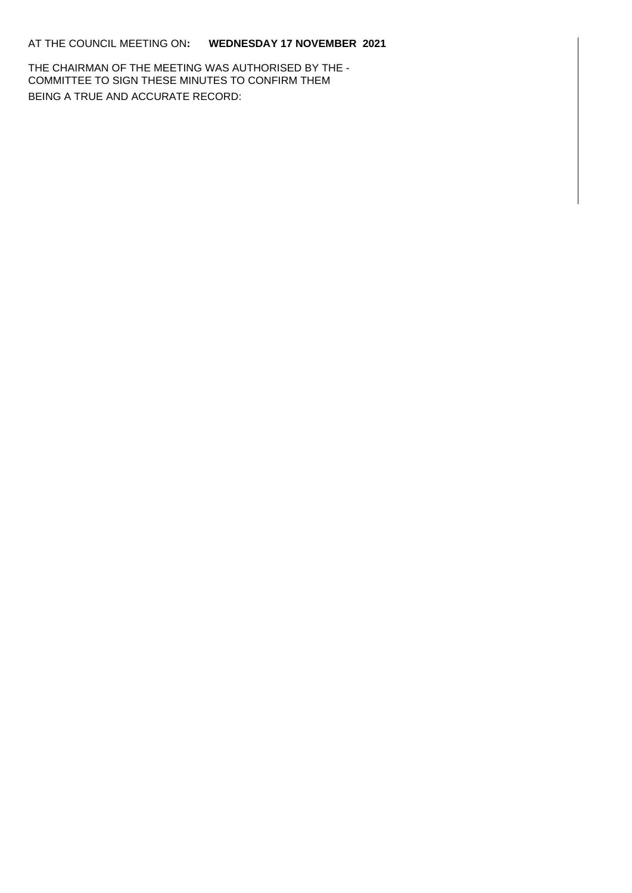AT THE COUNCIL MEETING ON: **WEDNESDAY 17 NOVEMBER 2021**

THE CHAIRMAN OF THE MEETING WAS AUTHORISED BY THE - COMMITTEE TO SIGN THESE MINUTES TO CONFIRM THEM BEING A TRUE AND ACCURATE RECORD: